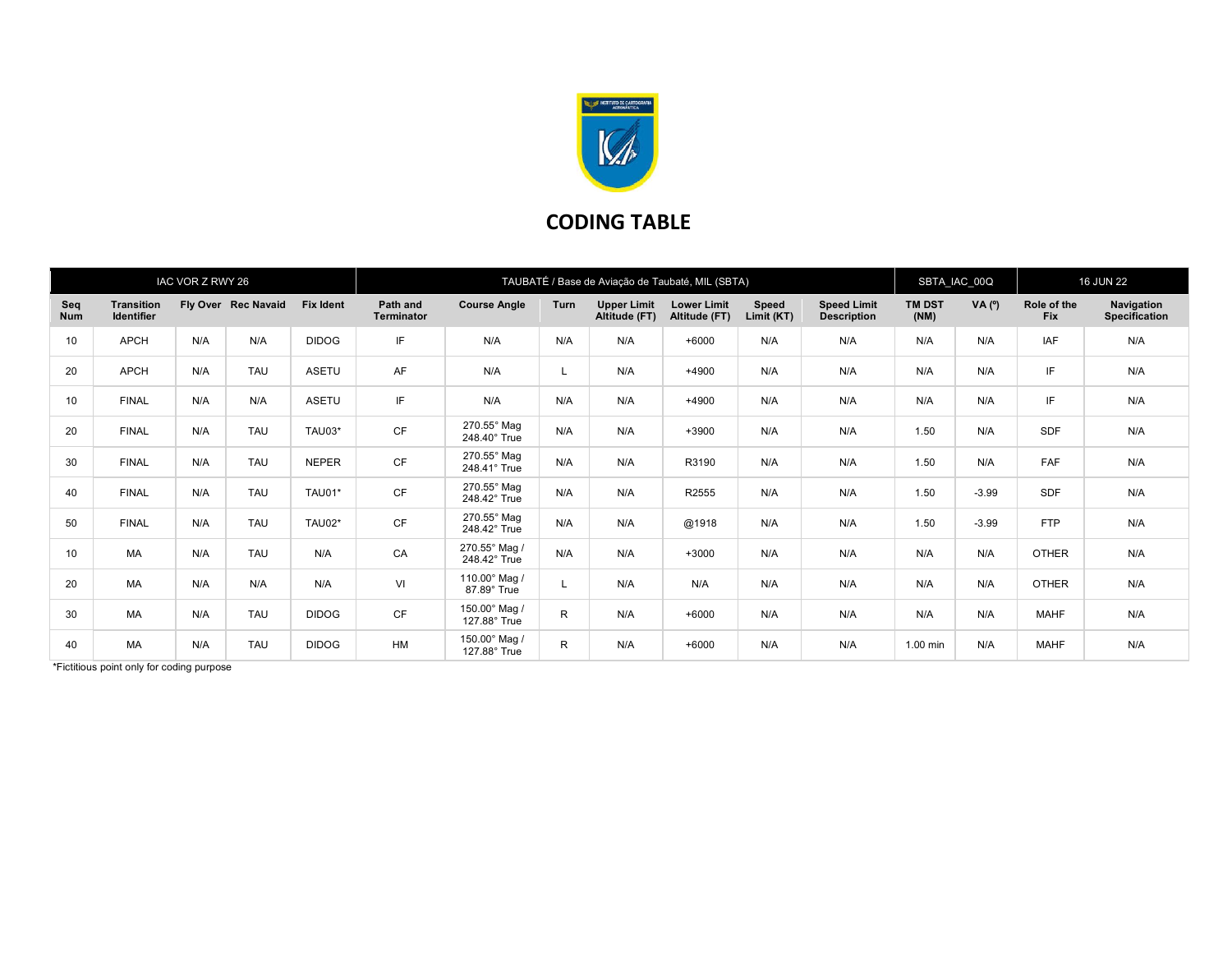# CODING TABLE

| IAC VOR Z RWY 26 | | | | TAUBATÉ / Base de Aviação de Taubaté, MIL (SBTA) | | | | | | | | SBTA_IAC_00Q | | 16 JUN 22 | |
|---|---|---|---|---|---|---|---|---|---|---|---|---|---|---|---|
| **Seq Num** | **Transition Identifier** | **Fly Over** | **Rec Navaid** | **Fix Ident** | **Path and Terminator** | **Course Angle** | **Turn** | **Upper Limit Altitude (FT)** | **Lower Limit Altitude (FT)** | **Speed Limit (KT)** | **Speed Limit Description** | **TM DST (NM)** | **VA (º)** | **Role of the Fix** | **Navigation Specification** |
| 10 | APCH | N/A | N/A | DIDOG | IF | N/A | N/A | N/A | +6000 | N/A | N/A | N/A | N/A | IAF | N/A |
| 20 | APCH | N/A | TAU | ASETU | AF | N/A | L | N/A | +4900 | N/A | N/A | N/A | N/A | IF | N/A |
| 10 | FINAL | N/A | N/A | ASETU | IF | N/A | N/A | N/A | +4900 | N/A | N/A | N/A | N/A | IF | N/A |
| 20 | FINAL | N/A | TAU | TAU03* | CF | 270.55° Mag 248.40° True | N/A | N/A | +3900 | N/A | N/A | 1.50 | N/A | SDF | N/A |
| 30 | FINAL | N/A | TAU | NEPER | CF | 270.55° Mag 248.41° True | N/A | N/A | R3190 | N/A | N/A | 1.50 | N/A | FAF | N/A |
| 40 | FINAL | N/A | TAU | TAU01* | CF | 270.55° Mag 248.42° True | N/A | N/A | R2555 | N/A | N/A | 1.50 | -3.99 | SDF | N/A |
| 50 | FINAL | N/A | TAU | TAU02* | CF | 270.55° Mag 248.42° True | N/A | N/A | @1918 | N/A | N/A | 1.50 | -3.99 | FTP | N/A |
| 10 | MA | N/A | TAU | N/A | CA | 270.55° Mag / 248.42° True | N/A | N/A | +3000 | N/A | N/A | N/A | N/A | OTHER | N/A |
| 20 | MA | N/A | N/A | N/A | VI | 110.00° Mag / 87.89° True | L | N/A | N/A | N/A | N/A | N/A | N/A | OTHER | N/A |
| 30 | MA | N/A | TAU | DIDOG | CF | 150.00° Mag / 127.88° True | R | N/A | +6000 | N/A | N/A | N/A | N/A | MAHF | N/A |
| 40 | MA | N/A | TAU | DIDOG | HM | 150.00° Mag / 127.88° True | R | N/A | +6000 | N/A | N/A | 1.00 min | N/A | MAHF | N/A |

*Fictitious point only for coding purpose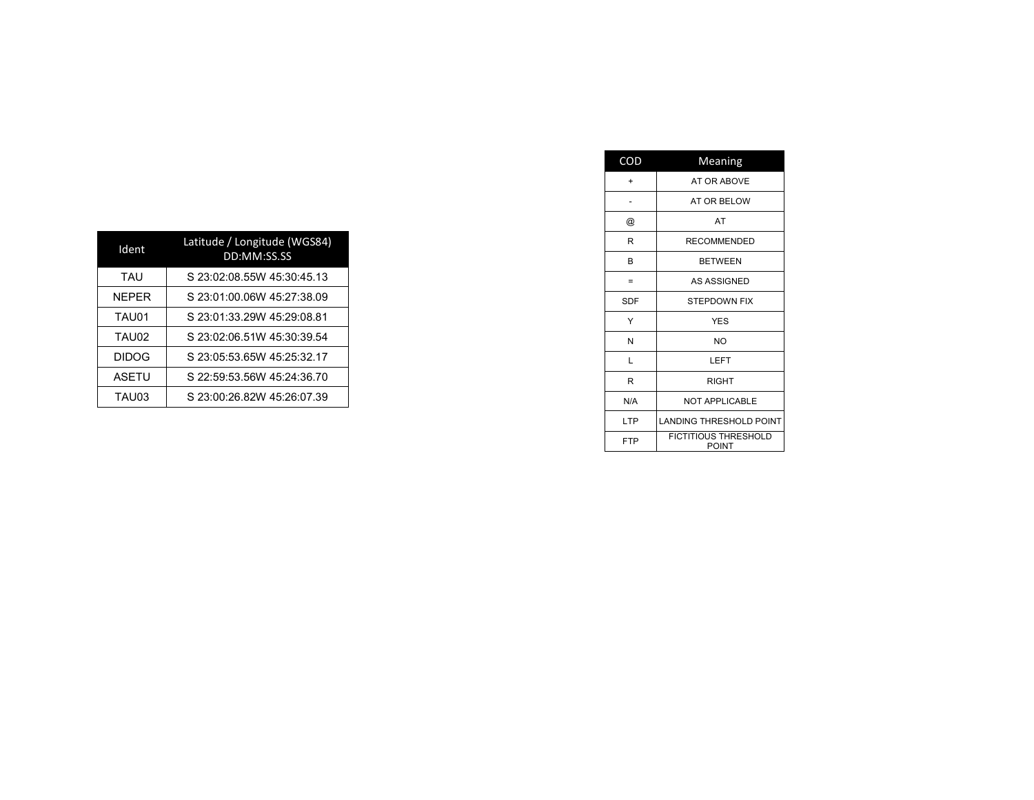| Ident | Latitude / Longitude (WGS84) DD:MM:SS.SS |
|---|---|
| TAU | S 23:02:08.55W 45:30:45.13 |
| NEPER | S 23:01:00.06W 45:27:38.09 |
| TAU01 | S 23:01:33.29W 45:29:08.81 |
| TAU02 | S 23:02:06.51W 45:30:39.54 |
| DIDOG | S 23:05:53.65W 45:25:32.17 |
| ASETU | S 22:59:53.56W 45:24:36.70 |
| TAU03 | S 23:00:26.82W 45:26:07.39 |

| COD | Meaning |
|---|---|
| + | AT OR ABOVE |
| - | AT OR BELOW |
| @ | AT |
| R | RECOMMENDED |
| B | BETWEEN |
| = | AS ASSIGNED |
| SDF | STEPDOWN FIX |
| Y | YES |
| N | NO |
| L | LEFT |
| R | RIGHT |
| N/A | NOT APPLICABLE |
| LTP | LANDING THRESHOLD POINT |
| FTP | FICTITIOUS THRESHOLD POINT |